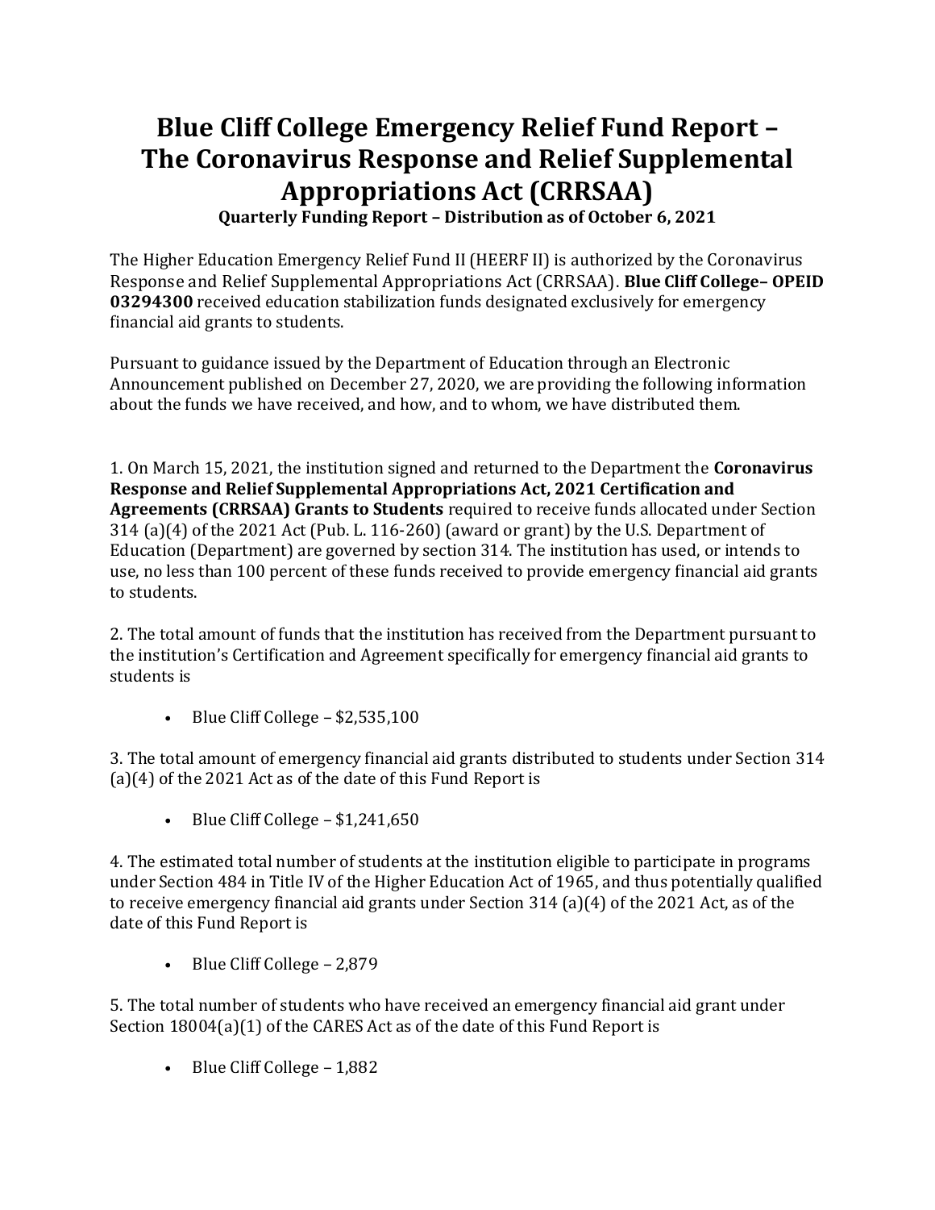# Blue Cliff College Emergency Relief Fund Report – The Coronavirus Response and Relief Supplemental Appropriations Act (CRRSAA)

**Quarterly Funding Report – Distribution as of October 6, 2021**

The Higher Education Emergency Relief Fund II (HEERF II) is authorized by the Coronavirus Response and Relief Supplemental Appropriations Act (CRRSAA). **Blue Cliff College– OPEID 03294300** received education stabilization funds designated exclusively for emergency financial aid grants to students.

Pursuant to guidance issued by the Department of Education through an Electronic Announcement published on December 27, 2020, we are providing the following information about the funds we have received, and how, and to whom, we have distributed them.

1. On March 15, 2021, the institution signed and returned to the Department the **Coronavirus Response and Relief Supplemental Appropriations Act, 2021 Certification and Agreements (CRRSAA) Grants to Students** required to receive funds allocated under Section 314 (a)(4) of the 2021 Act (Pub. L. 116-260) (award or grant) by the U.S. Department of Education (Department) are governed by section 314. The institution has used, or intends to use, no less than 100 percent of these funds received to provide emergency financial aid grants to students.

2. The total amount of funds that the institution has received from the Department pursuant to the institution's Certification and Agreement specifically for emergency financial aid grants to students is

   - Blue Cliff College – $2,535,100

3. The total amount of emergency financial aid grants distributed to students under Section 314 (a)(4) of the 2021 Act as of the date of this Fund Report is

   - Blue Cliff College – $1,241,650

4. The estimated total number of students at the institution eligible to participate in programs under Section 484 in Title IV of the Higher Education Act of 1965, and thus potentially qualified to receive emergency financial aid grants under Section 314 (a)(4) of the 2021 Act, as of the date of this Fund Report is

   - Blue Cliff College – 2,879

5. The total number of students who have received an emergency financial aid grant under Section 18004(a)(1) of the CARES Act as of the date of this Fund Report is

   - Blue Cliff College – 1,882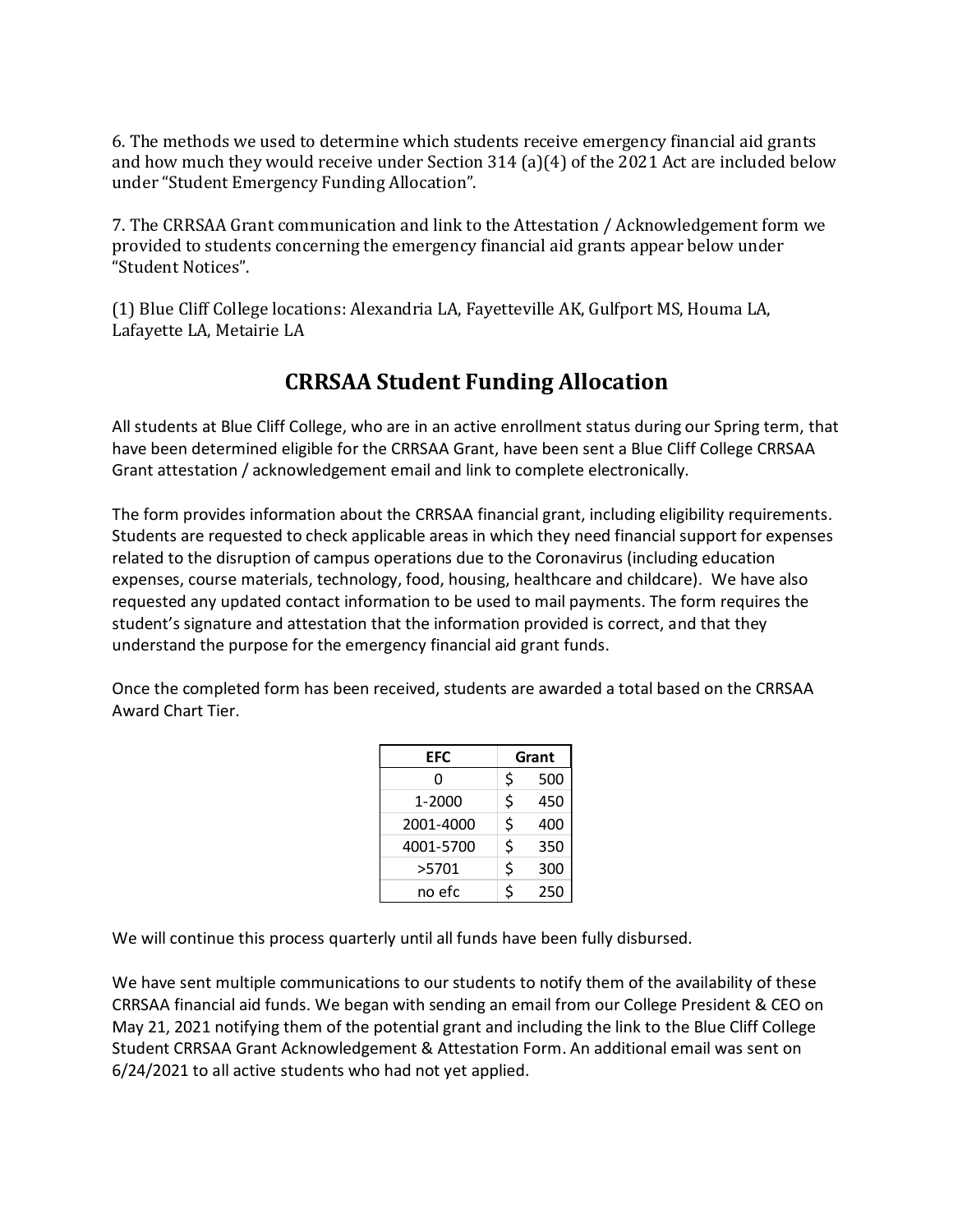6. The methods we used to determine which students receive emergency financial aid grants and how much they would receive under Section 314 (a)(4) of the 2021 Act are included below under "Student Emergency Funding Allocation".

7. The CRRSAA Grant communication and link to the Attestation / Acknowledgement form we provided to students concerning the emergency financial aid grants appear below under "Student Notices".

(1) Blue Cliff College locations: Alexandria LA, Fayetteville AK, Gulfport MS, Houma LA, Lafayette LA, Metairie LA

## CRRSAA Student Funding Allocation

All students at Blue Cliff College, who are in an active enrollment status during our Spring term, that have been determined eligible for the CRRSAA Grant, have been sent a Blue Cliff College CRRSAA Grant attestation / acknowledgement email and link to complete electronically.

The form provides information about the CRRSAA financial grant, including eligibility requirements. Students are requested to check applicable areas in which they need financial support for expenses related to the disruption of campus operations due to the Coronavirus (including education expenses, course materials, technology, food, housing, healthcare and childcare). We have also requested any updated contact information to be used to mail payments. The form requires the student's signature and attestation that the information provided is correct, and that they understand the purpose for the emergency financial aid grant funds.

Once the completed form has been received, students are awarded a total based on the CRRSAA Award Chart Tier.

| EFC | Grant |
|---|---|
| 0 | $ 500 |
| 1-2000 | $ 450 |
| 2001-4000 | $ 400 |
| 4001-5700 | $ 350 |
| >5701 | $ 300 |
| no efc | $ 250 |

We will continue this process quarterly until all funds have been fully disbursed.

We have sent multiple communications to our students to notify them of the availability of these CRRSAA financial aid funds. We began with sending an email from our College President & CEO on May 21, 2021 notifying them of the potential grant and including the link to the Blue Cliff College Student CRRSAA Grant Acknowledgement & Attestation Form. An additional email was sent on 6/24/2021 to all active students who had not yet applied.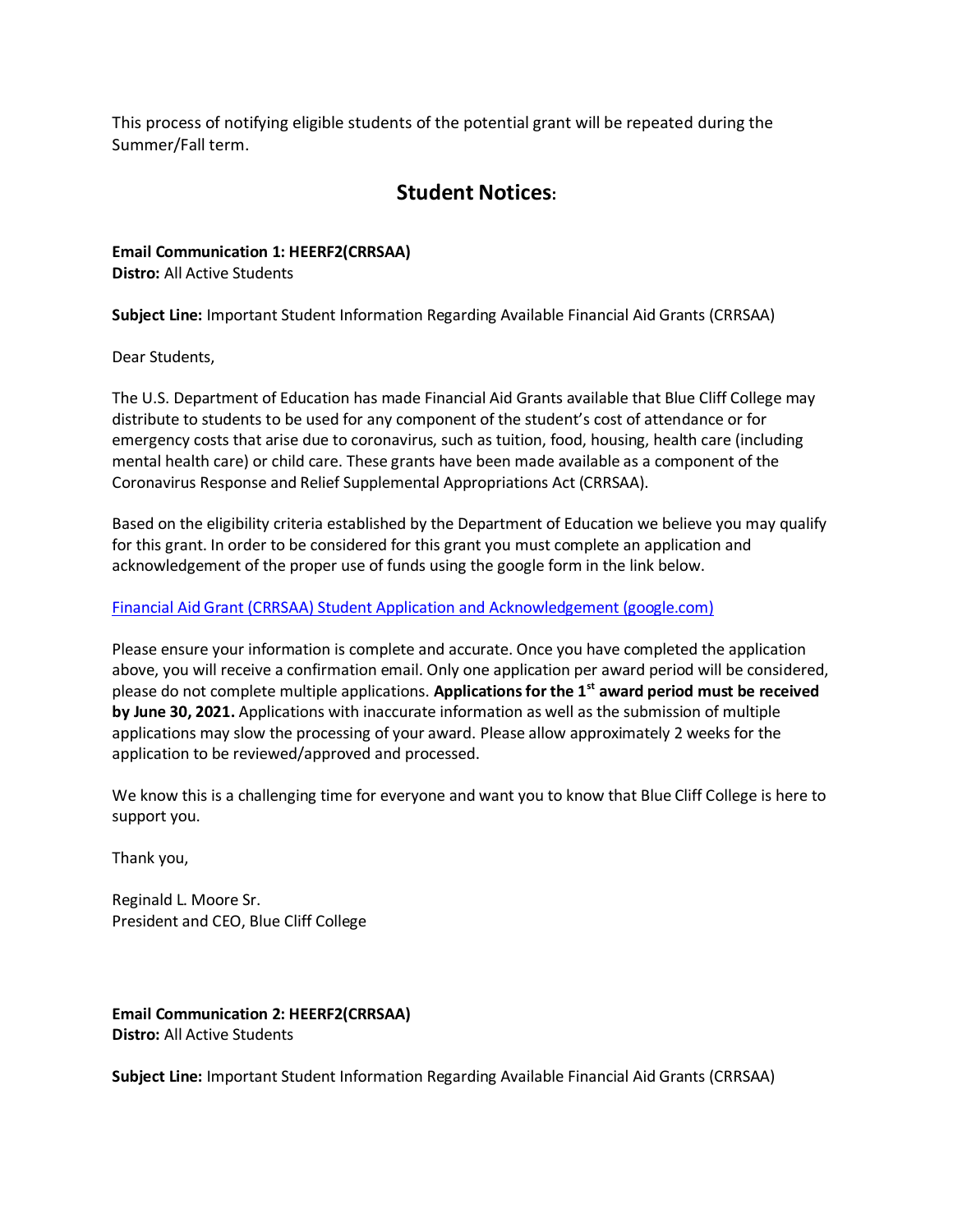This process of notifying eligible students of the potential grant will be repeated during the Summer/Fall term.

## Student Notices:

**Email Communication 1: HEERF2(CRRSAA)**
**Distro:** All Active Students

**Subject Line:** Important Student Information Regarding Available Financial Aid Grants (CRRSAA)

Dear Students,

The U.S. Department of Education has made Financial Aid Grants available that Blue Cliff College may distribute to students to be used for any component of the student's cost of attendance or for emergency costs that arise due to coronavirus, such as tuition, food, housing, health care (including mental health care) or child care. These grants have been made available as a component of the Coronavirus Response and Relief Supplemental Appropriations Act (CRRSAA).

Based on the eligibility criteria established by the Department of Education we believe you may qualify for this grant. In order to be considered for this grant you must complete an application and acknowledgement of the proper use of funds using the google form in the link below.

Financial Aid Grant (CRRSAA) Student Application and Acknowledgement (google.com)

Please ensure your information is complete and accurate. Once you have completed the application above, you will receive a confirmation email. Only one application per award period will be considered, please do not complete multiple applications. **Applications for the 1st award period must be received by June 30, 2021.** Applications with inaccurate information as well as the submission of multiple applications may slow the processing of your award. Please allow approximately 2 weeks for the application to be reviewed/approved and processed.

We know this is a challenging time for everyone and want you to know that Blue Cliff College is here to support you.

Thank you,

Reginald L. Moore Sr.
President and CEO, Blue Cliff College

**Email Communication 2: HEERF2(CRRSAA)**
**Distro:** All Active Students

**Subject Line:** Important Student Information Regarding Available Financial Aid Grants (CRRSAA)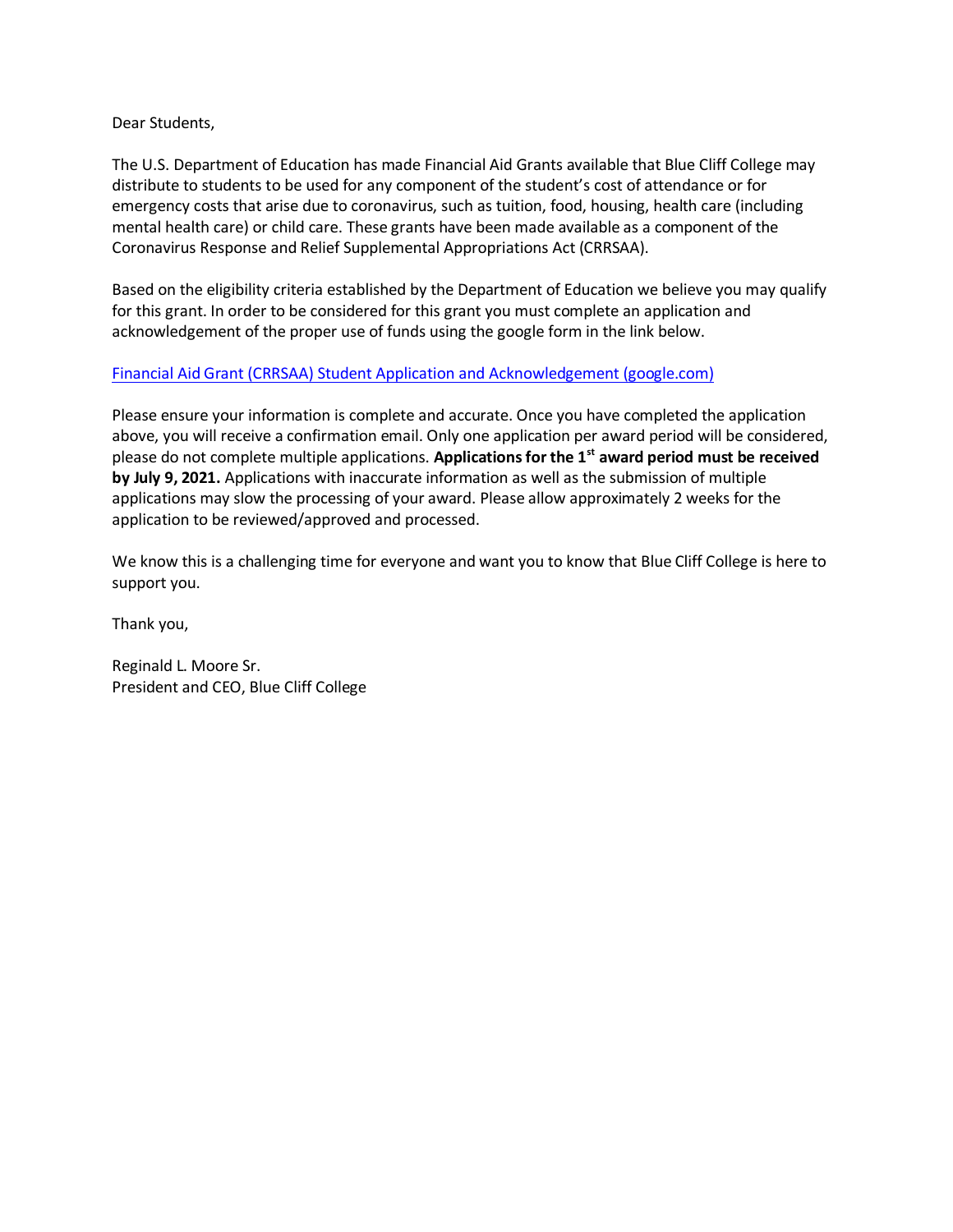Dear Students,

The U.S. Department of Education has made Financial Aid Grants available that Blue Cliff College may distribute to students to be used for any component of the student's cost of attendance or for emergency costs that arise due to coronavirus, such as tuition, food, housing, health care (including mental health care) or child care. These grants have been made available as a component of the Coronavirus Response and Relief Supplemental Appropriations Act (CRRSAA).

Based on the eligibility criteria established by the Department of Education we believe you may qualify for this grant. In order to be considered for this grant you must complete an application and acknowledgement of the proper use of funds using the google form in the link below.

Financial Aid Grant (CRRSAA) Student Application and Acknowledgement (google.com)

Please ensure your information is complete and accurate. Once you have completed the application above, you will receive a confirmation email. Only one application per award period will be considered, please do not complete multiple applications. **Applications for the 1st award period must be received by July 9, 2021.** Applications with inaccurate information as well as the submission of multiple applications may slow the processing of your award. Please allow approximately 2 weeks for the application to be reviewed/approved and processed.

We know this is a challenging time for everyone and want you to know that Blue Cliff College is here to support you.

Thank you,

Reginald L. Moore Sr.
President and CEO, Blue Cliff College